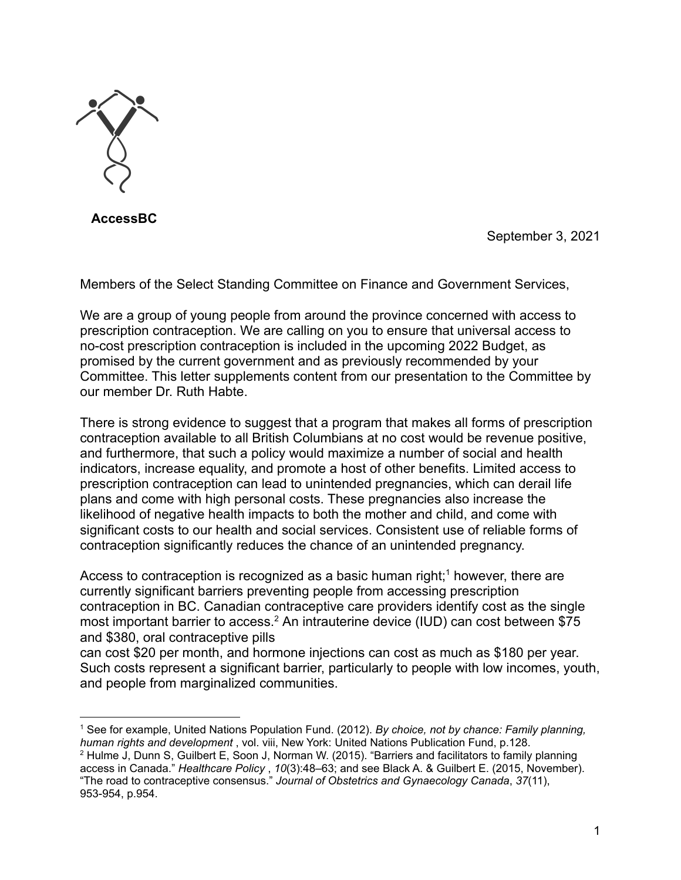**AccessBC**

September 3, 2021

Members of the Select Standing Committee on Finance and Government Services,

We are a group of young people from around the province concerned with access to prescription contraception. We are calling on you to ensure that universal access to no-cost prescription contraception is included in the upcoming 2022 Budget, as promised by the current government and as previously recommended by your Committee. This letter supplements content from our presentation to the Committee by our member Dr. Ruth Habte.

There is strong evidence to suggest that a program that makes all forms of prescription contraception available to all British Columbians at no cost would be revenue positive, and furthermore, that such a policy would maximize a number of social and health indicators, increase equality, and promote a host of other benefits. Limited access to prescription contraception can lead to unintended pregnancies, which can derail life plans and come with high personal costs. These pregnancies also increase the likelihood of negative health impacts to both the mother and child, and come with significant costs to our health and social services. Consistent use of reliable forms of contraception significantly reduces the chance of an unintended pregnancy.

Access to contraception is recognized as a basic human right;[1] however, there are currently significant barriers preventing people from accessing prescription contraception in BC. Canadian contraceptive care providers identify cost as the single most important barrier to access.[2] An intrauterine device (IUD) can cost between $75 and $380, oral contraceptive pills can cost $20 per month, and hormone injections can cost as much as $180 per year. Such costs represent a significant barrier, particularly to people with low incomes, youth, and people from marginalized communities.

---

[1] See for example, United Nations Population Fund. (2012). *By choice, not by chance: Family planning, human rights and development* , vol. viii, New York: United Nations Publication Fund, p.128.

[2] Hulme J, Dunn S, Guilbert E, Soon J, Norman W. (2015). "Barriers and facilitators to family planning access in Canada." *Healthcare Policy* , *10*(3):48–63; and see Black A. & Guilbert E. (2015, November). "The road to contraceptive consensus." *Journal of Obstetrics and Gynaecology Canada*, *37*(11), 953-954, p.954.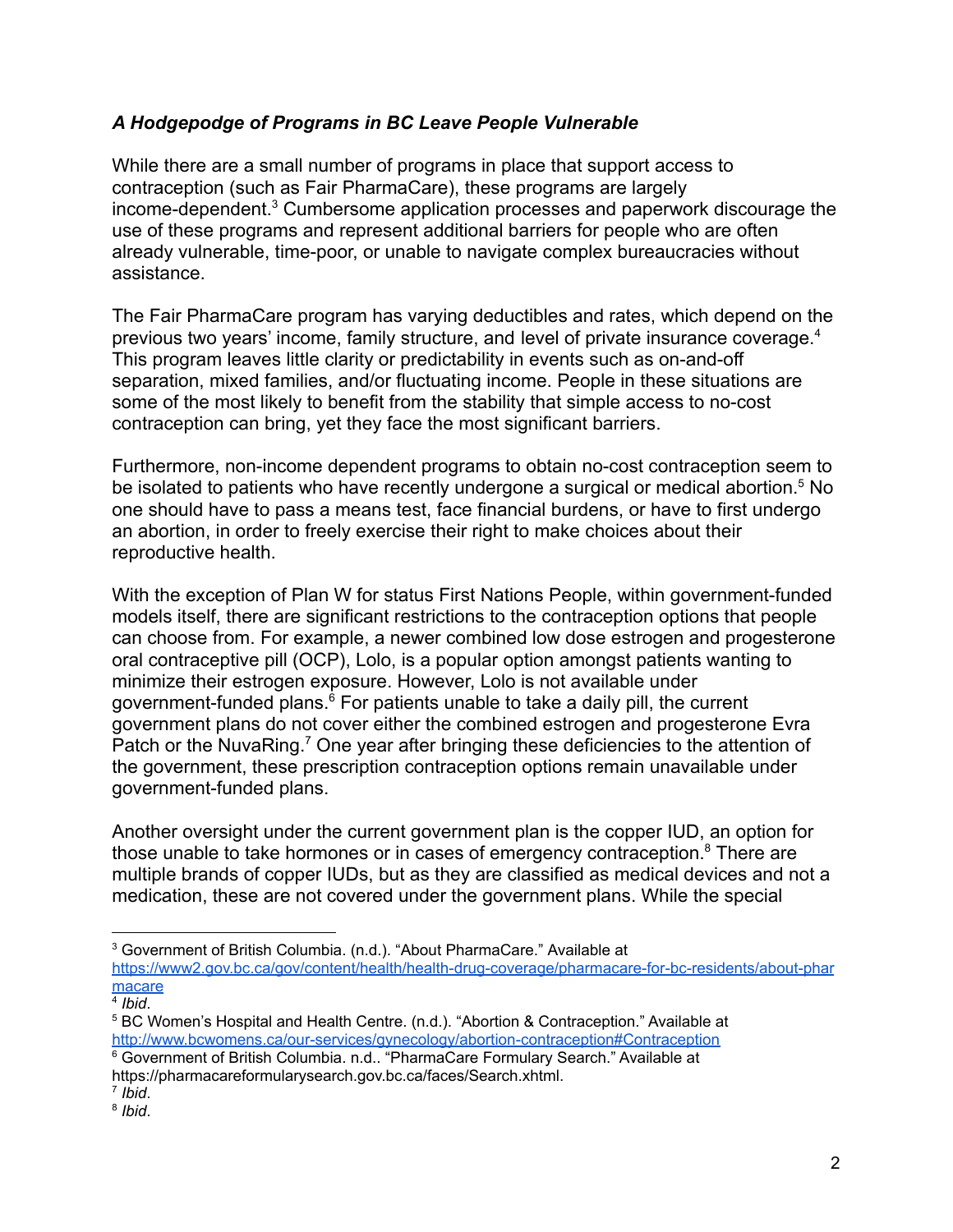### *A Hodgepodge of Programs in BC Leave People Vulnerable*

While there are a small number of programs in place that support access to contraception (such as Fair PharmaCare), these programs are largely income-dependent.[3] Cumbersome application processes and paperwork discourage the use of these programs and represent additional barriers for people who are often already vulnerable, time-poor, or unable to navigate complex bureaucracies without assistance.

The Fair PharmaCare program has varying deductibles and rates, which depend on the previous two years' income, family structure, and level of private insurance coverage.[4] This program leaves little clarity or predictability in events such as on-and-off separation, mixed families, and/or fluctuating income. People in these situations are some of the most likely to benefit from the stability that simple access to no-cost contraception can bring, yet they face the most significant barriers.

Furthermore, non-income dependent programs to obtain no-cost contraception seem to be isolated to patients who have recently undergone a surgical or medical abortion.[5] No one should have to pass a means test, face financial burdens, or have to first undergo an abortion, in order to freely exercise their right to make choices about their reproductive health.

With the exception of Plan W for status First Nations People, within government-funded models itself, there are significant restrictions to the contraception options that people can choose from. For example, a newer combined low dose estrogen and progesterone oral contraceptive pill (OCP), Lolo, is a popular option amongst patients wanting to minimize their estrogen exposure. However, Lolo is not available under government-funded plans.[6] For patients unable to take a daily pill, the current government plans do not cover either the combined estrogen and progesterone Evra Patch or the NuvaRing.[7] One year after bringing these deficiencies to the attention of the government, these prescription contraception options remain unavailable under government-funded plans.

Another oversight under the current government plan is the copper IUD, an option for those unable to take hormones or in cases of emergency contraception.[8] There are multiple brands of copper IUDs, but as they are classified as medical devices and not a medication, these are not covered under the government plans. While the special

---

[3] Government of British Columbia. (n.d.). "About PharmaCare." Available at https://www2.gov.bc.ca/gov/content/health/health-drug-coverage/pharmacare-for-bc-residents/about-pharmacare

[4] *Ibid*.

[5] BC Women's Hospital and Health Centre. (n.d.). "Abortion & Contraception." Available at http://www.bcwomens.ca/our-services/gynecology/abortion-contraception#Contraception

[6] Government of British Columbia. n.d.. "PharmaCare Formulary Search." Available at https://pharmacareformularysearch.gov.bc.ca/faces/Search.xhtml.

[7] *Ibid*.

[8] *Ibid*.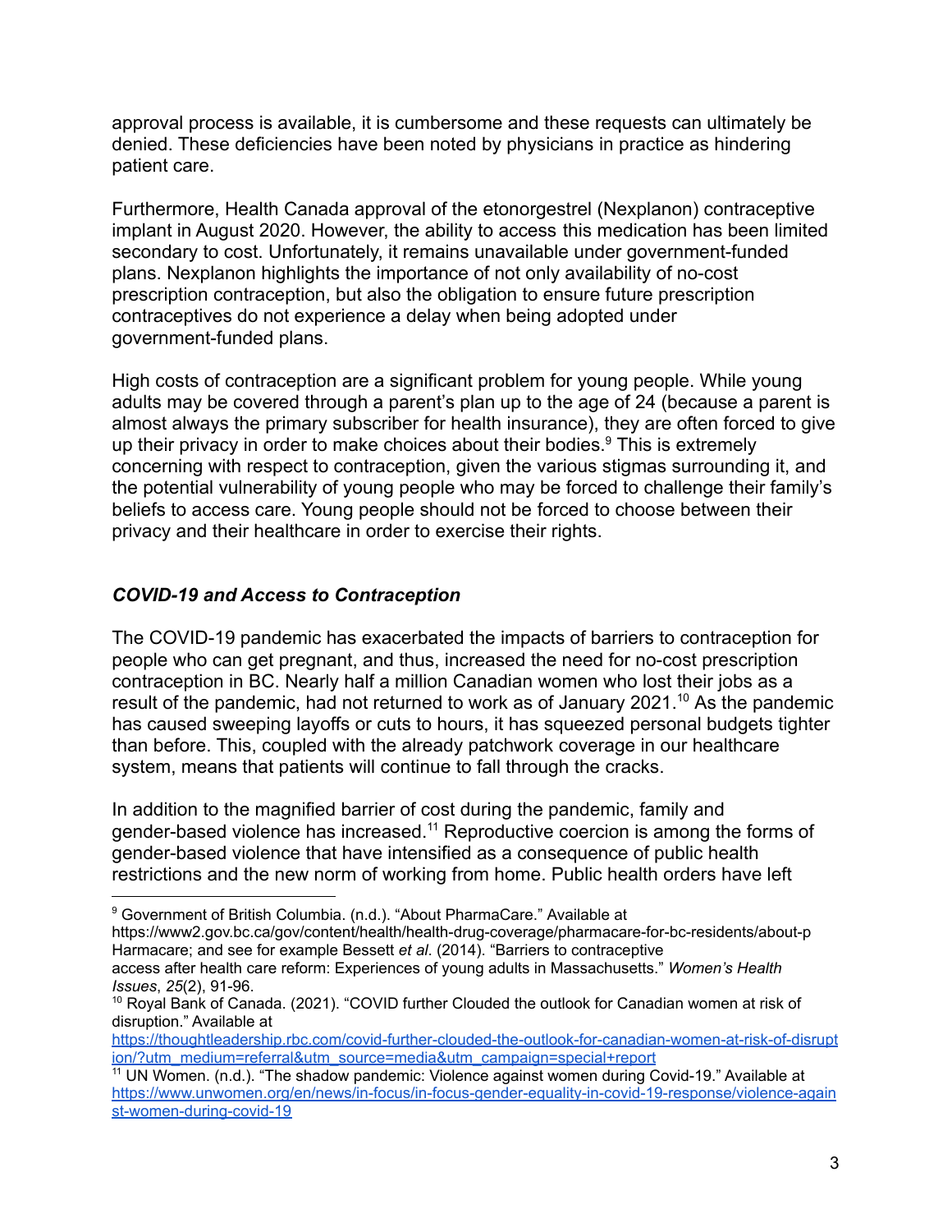approval process is available, it is cumbersome and these requests can ultimately be denied. These deficiencies have been noted by physicians in practice as hindering patient care.

Furthermore, Health Canada approval of the etonorgestrel (Nexplanon) contraceptive implant in August 2020. However, the ability to access this medication has been limited secondary to cost. Unfortunately, it remains unavailable under government-funded plans. Nexplanon highlights the importance of not only availability of no-cost prescription contraception, but also the obligation to ensure future prescription contraceptives do not experience a delay when being adopted under government-funded plans.

High costs of contraception are a significant problem for young people. While young adults may be covered through a parent's plan up to the age of 24 (because a parent is almost always the primary subscriber for health insurance), they are often forced to give up their privacy in order to make choices about their bodies.[9] This is extremely concerning with respect to contraception, given the various stigmas surrounding it, and the potential vulnerability of young people who may be forced to challenge their family's beliefs to access care. Young people should not be forced to choose between their privacy and their healthcare in order to exercise their rights.

### *COVID-19 and Access to Contraception*

The COVID-19 pandemic has exacerbated the impacts of barriers to contraception for people who can get pregnant, and thus, increased the need for no-cost prescription contraception in BC. Nearly half a million Canadian women who lost their jobs as a result of the pandemic, had not returned to work as of January 2021.[10] As the pandemic has caused sweeping layoffs or cuts to hours, it has squeezed personal budgets tighter than before. This, coupled with the already patchwork coverage in our healthcare system, means that patients will continue to fall through the cracks.

In addition to the magnified barrier of cost during the pandemic, family and gender-based violence has increased.[11] Reproductive coercion is among the forms of gender-based violence that have intensified as a consequence of public health restrictions and the new norm of working from home. Public health orders have left

---

[9] Government of British Columbia. (n.d.). "About PharmaCare." Available at https://www2.gov.bc.ca/gov/content/health/health-drug-coverage/pharmacare-for-bc-residents/about-pHarmacare; and see for example Bessett *et al*. (2014). "Barriers to contraceptive access after health care reform: Experiences of young adults in Massachusetts." *Women's Health Issues*, *25*(2), 91-96.

[10] Royal Bank of Canada. (2021). "COVID further Clouded the outlook for Canadian women at risk of disruption." Available at https://thoughtleadership.rbc.com/covid-further-clouded-the-outlook-for-canadian-women-at-risk-of-disruption/?utm_medium=referral&utm_source=media&utm_campaign=special+report

[11] UN Women. (n.d.). "The shadow pandemic: Violence against women during Covid-19." Available at https://www.unwomen.org/en/news/in-focus/in-focus-gender-equality-in-covid-19-response/violence-against-women-during-covid-19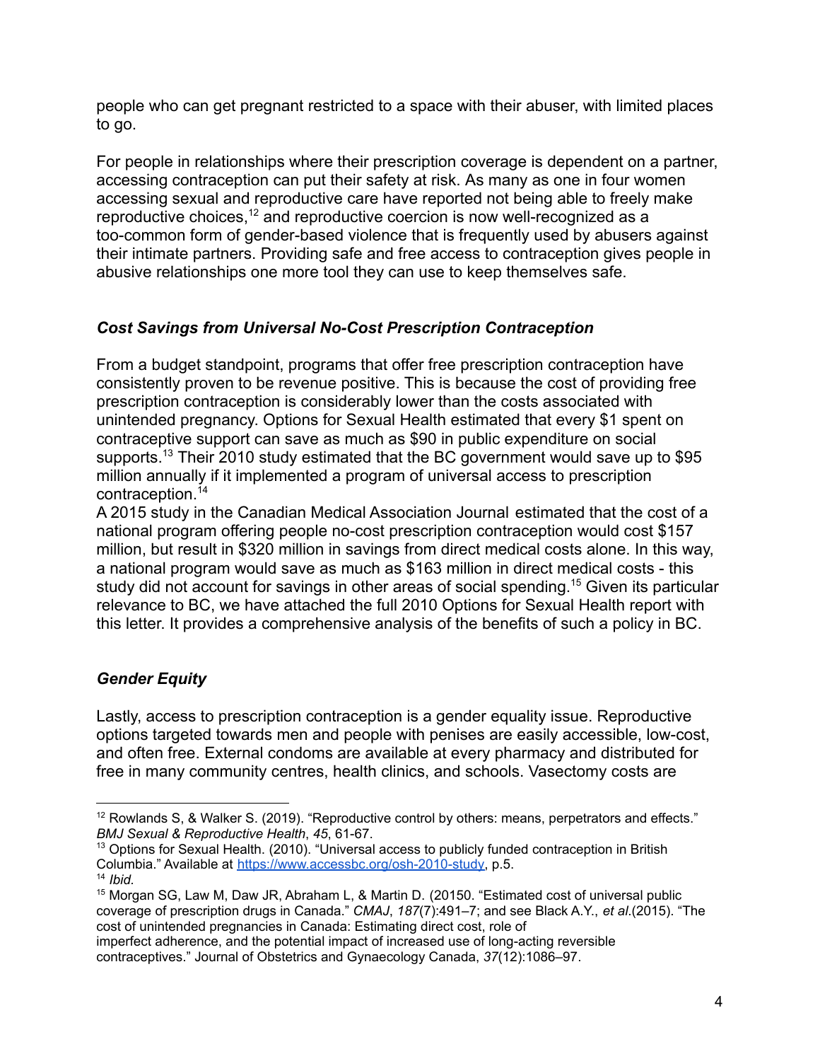people who can get pregnant restricted to a space with their abuser, with limited places to go.

For people in relationships where their prescription coverage is dependent on a partner, accessing contraception can put their safety at risk. As many as one in four women accessing sexual and reproductive care have reported not being able to freely make reproductive choices,[12] and reproductive coercion is now well-recognized as a too-common form of gender-based violence that is frequently used by abusers against their intimate partners. Providing safe and free access to contraception gives people in abusive relationships one more tool they can use to keep themselves safe.

### *Cost Savings from Universal No-Cost Prescription Contraception*

From a budget standpoint, programs that offer free prescription contraception have consistently proven to be revenue positive. This is because the cost of providing free prescription contraception is considerably lower than the costs associated with unintended pregnancy. Options for Sexual Health estimated that every $1 spent on contraceptive support can save as much as $90 in public expenditure on social supports.[13] Their 2010 study estimated that the BC government would save up to $95 million annually if it implemented a program of universal access to prescription contraception.[14]

A 2015 study in the Canadian Medical Association Journal estimated that the cost of a national program offering people no-cost prescription contraception would cost $157 million, but result in $320 million in savings from direct medical costs alone. In this way, a national program would save as much as $163 million in direct medical costs - this study did not account for savings in other areas of social spending.[15] Given its particular relevance to BC, we have attached the full 2010 Options for Sexual Health report with this letter. It provides a comprehensive analysis of the benefits of such a policy in BC.

### *Gender Equity*

Lastly, access to prescription contraception is a gender equality issue. Reproductive options targeted towards men and people with penises are easily accessible, low-cost, and often free. External condoms are available at every pharmacy and distributed for free in many community centres, health clinics, and schools. Vasectomy costs are

---

[12] Rowlands S, & Walker S. (2019). "Reproductive control by others: means, perpetrators and effects." *BMJ Sexual & Reproductive Health*, *45*, 61-67.

[13] Options for Sexual Health. (2010). "Universal access to publicly funded contraception in British Columbia." Available at https://www.accessbc.org/osh-2010-study, p.5.

[14] *Ibid.*

[15] Morgan SG, Law M, Daw JR, Abraham L, & Martin D. (20150. "Estimated cost of universal public coverage of prescription drugs in Canada." *CMAJ*, *187*(7):491–7; and see Black A.Y., *et al*.(2015). "The cost of unintended pregnancies in Canada: Estimating direct cost, role of imperfect adherence, and the potential impact of increased use of long-acting reversible contraceptives." Journal of Obstetrics and Gynaecology Canada, *37*(12):1086–97.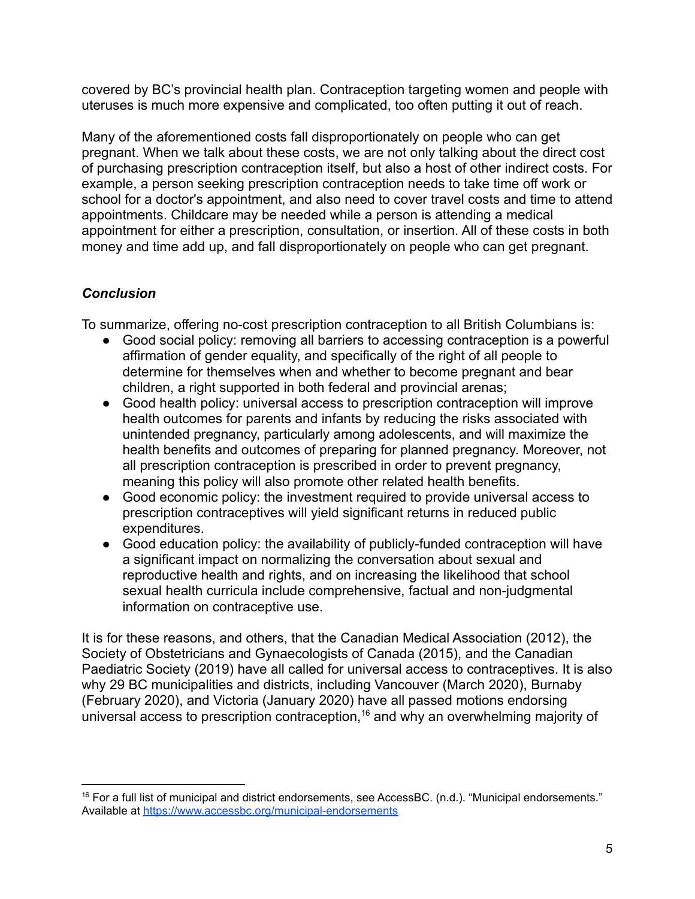covered by BC's provincial health plan. Contraception targeting women and people with uteruses is much more expensive and complicated, too often putting it out of reach.

Many of the aforementioned costs fall disproportionately on people who can get pregnant. When we talk about these costs, we are not only talking about the direct cost of purchasing prescription contraception itself, but also a host of other indirect costs. For example, a person seeking prescription contraception needs to take time off work or school for a doctor's appointment, and also need to cover travel costs and time to attend appointments. Childcare may be needed while a person is attending a medical appointment for either a prescription, consultation, or insertion. All of these costs in both money and time add up, and fall disproportionately on people who can get pregnant.

### ***Conclusion***

To summarize, offering no-cost prescription contraception to all British Columbians is:

- Good social policy: removing all barriers to accessing contraception is a powerful affirmation of gender equality, and specifically of the right of all people to determine for themselves when and whether to become pregnant and bear children, a right supported in both federal and provincial arenas;
- Good health policy: universal access to prescription contraception will improve health outcomes for parents and infants by reducing the risks associated with unintended pregnancy, particularly among adolescents, and will maximize the health benefits and outcomes of preparing for planned pregnancy. Moreover, not all prescription contraception is prescribed in order to prevent pregnancy, meaning this policy will also promote other related health benefits.
- Good economic policy: the investment required to provide universal access to prescription contraceptives will yield significant returns in reduced public expenditures.
- Good education policy: the availability of publicly-funded contraception will have a significant impact on normalizing the conversation about sexual and reproductive health and rights, and on increasing the likelihood that school sexual health curricula include comprehensive, factual and non-judgmental information on contraceptive use.

It is for these reasons, and others, that the Canadian Medical Association (2012), the Society of Obstetricians and Gynaecologists of Canada (2015), and the Canadian Paediatric Society (2019) have all called for universal access to contraceptives. It is also why 29 BC municipalities and districts, including Vancouver (March 2020), Burnaby (February 2020), and Victoria (January 2020) have all passed motions endorsing universal access to prescription contraception,[16] and why an overwhelming majority of

---

[16] For a full list of municipal and district endorsements, see AccessBC. (n.d.). "Municipal endorsements." Available at https://www.accessbc.org/municipal-endorsements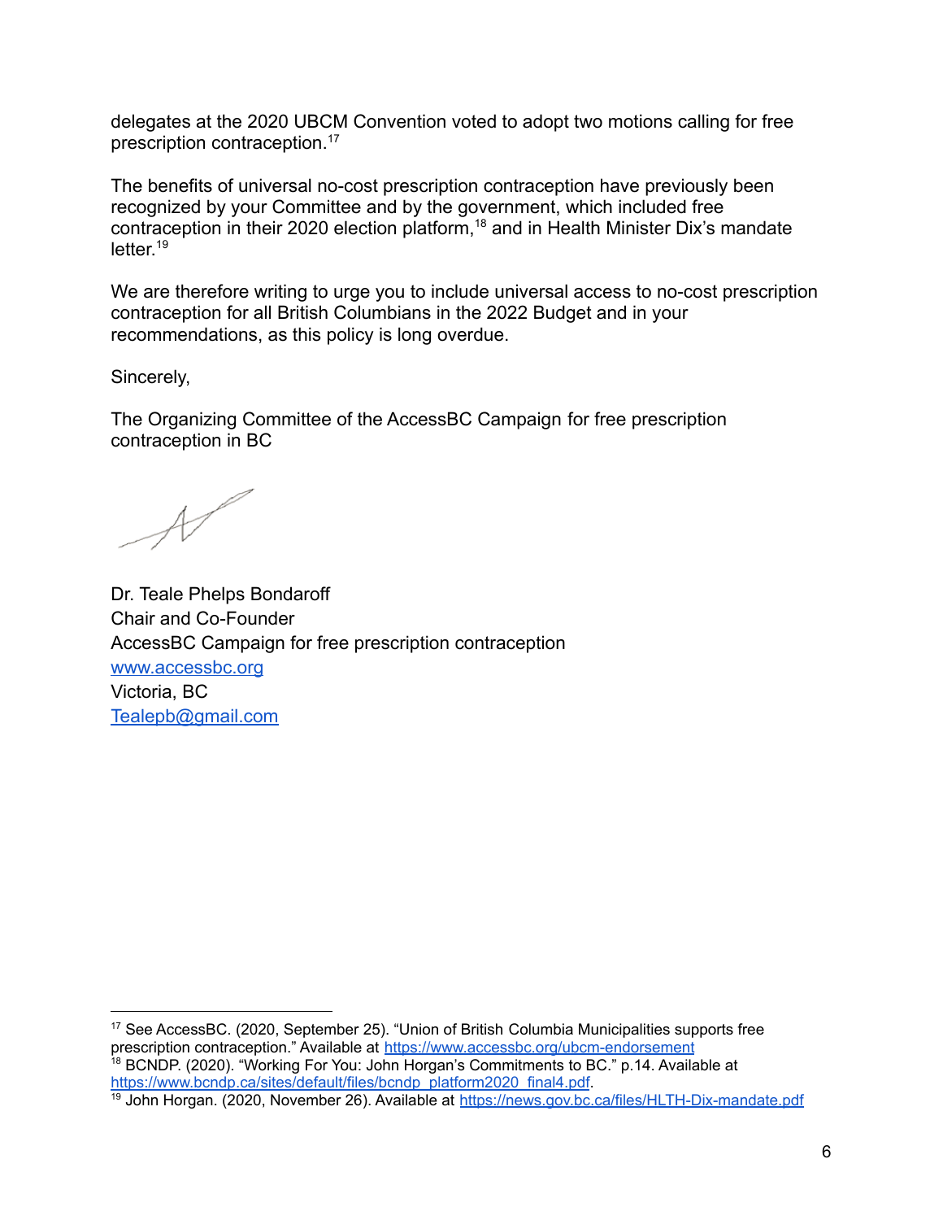delegates at the 2020 UBCM Convention voted to adopt two motions calling for free prescription contraception.[17]

The benefits of universal no-cost prescription contraception have previously been recognized by your Committee and by the government, which included free contraception in their 2020 election platform,[18] and in Health Minister Dix's mandate letter.[19]

We are therefore writing to urge you to include universal access to no-cost prescription contraception for all British Columbians in the 2022 Budget and in your recommendations, as this policy is long overdue.

Sincerely,

The Organizing Committee of the AccessBC Campaign for free prescription contraception in BC

Dr. Teale Phelps Bondaroff
Chair and Co-Founder
AccessBC Campaign for free prescription contraception
[www.accessbc.org](http://www.accessbc.org)
Victoria, BC
[Tealepb@gmail.com](mailto:Tealepb@gmail.com)

---

[17] See AccessBC. (2020, September 25). "Union of British Columbia Municipalities supports free prescription contraception." Available at https://www.accessbc.org/ubcm-endorsement

[18] BCNDP. (2020). "Working For You: John Horgan's Commitments to BC." p.14. Available at https://www.bcndp.ca/sites/default/files/bcndp_platform2020_final4.pdf.

[19] John Horgan. (2020, November 26). Available at https://news.gov.bc.ca/files/HLTH-Dix-mandate.pdf